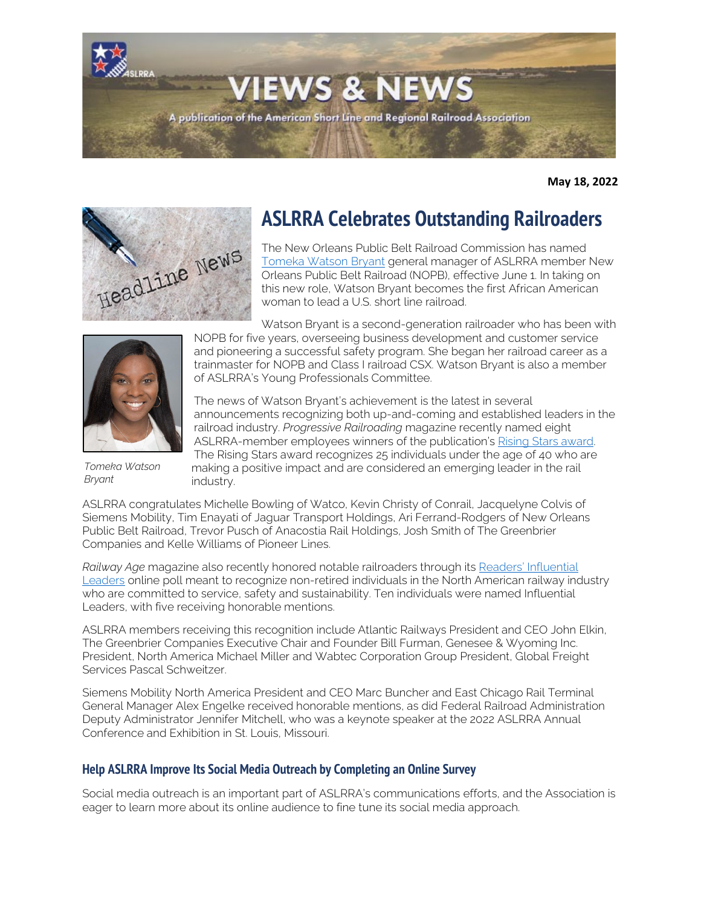# VIEWS & NEWS

A publication of the American Short Line and Regional Railroad Association

**May 18, 2022**

## ASLRRA Celebrates Outstanding Railroaders

The New Orleans Public Belt Railroad Commission has named Tomeka Watson Bryant general manager of ASLRRA member New Orleans Public Belt Railroad (NOPB), effective June 1. In taking on this new role, Watson Bryant becomes the first African American woman to lead a U.S. short line railroad.

Watson Bryant is a second-generation railroader who has been with NOPB for five years, overseeing business development and customer service and pioneering a successful safety program. She began her railroad career as a trainmaster for NOPB and Class I railroad CSX. Watson Bryant is also a member of ASLRRA's Young Professionals Committee.

*Tomeka Watson Bryant*

The news of Watson Bryant's achievement is the latest in several announcements recognizing both up-and-coming and established leaders in the railroad industry. *Progressive Railroading* magazine recently named eight ASLRRA-member employees winners of the publication's Rising Stars award. The Rising Stars award recognizes 25 individuals under the age of 40 who are making a positive impact and are considered an emerging leader in the rail industry.

ASLRRA congratulates Michelle Bowling of Watco, Kevin Christy of Conrail, Jacquelyne Colvis of Siemens Mobility, Tim Enayati of Jaguar Transport Holdings, Ari Ferrand-Rodgers of New Orleans Public Belt Railroad, Trevor Pusch of Anacostia Rail Holdings, Josh Smith of The Greenbrier Companies and Kelle Williams of Pioneer Lines.

*Railway Age* magazine also recently honored notable railroaders through its Readers' Influential Leaders online poll meant to recognize non-retired individuals in the North American railway industry who are committed to service, safety and sustainability. Ten individuals were named Influential Leaders, with five receiving honorable mentions.

ASLRRA members receiving this recognition include Atlantic Railways President and CEO John Elkin, The Greenbrier Companies Executive Chair and Founder Bill Furman, Genesee & Wyoming Inc. President, North America Michael Miller and Wabtec Corporation Group President, Global Freight Services Pascal Schweitzer.

Siemens Mobility North America President and CEO Marc Buncher and East Chicago Rail Terminal General Manager Alex Engelke received honorable mentions, as did Federal Railroad Administration Deputy Administrator Jennifer Mitchell, who was a keynote speaker at the 2022 ASLRRA Annual Conference and Exhibition in St. Louis, Missouri.

### Help ASLRRA Improve Its Social Media Outreach by Completing an Online Survey

Social media outreach is an important part of ASLRRA's communications efforts, and the Association is eager to learn more about its online audience to fine tune its social media approach.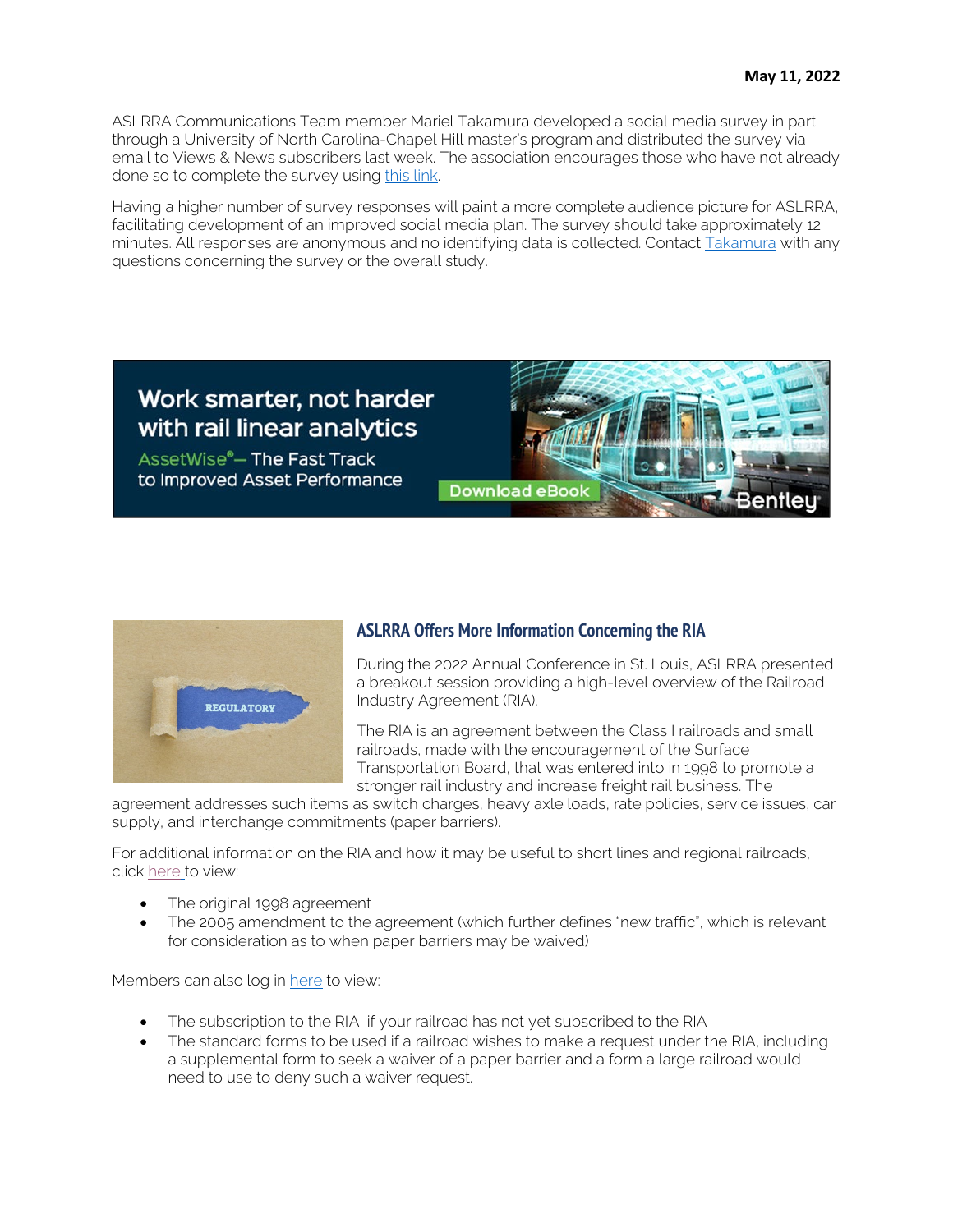**May 11, 2022**

ASLRRA Communications Team member Mariel Takamura developed a social media survey in part through a University of North Carolina-Chapel Hill master's program and distributed the survey via email to Views & News subscribers last week. The association encourages those who have not already done so to complete the survey using this link.

Having a higher number of survey responses will paint a more complete audience picture for ASLRRA, facilitating development of an improved social media plan. The survey should take approximately 12 minutes. All responses are anonymous and no identifying data is collected. Contact Takamura with any questions concerning the survey or the overall study.

Work smarter, not harder with rail linear analytics

AssetWise® — The Fast Track to Improved Asset Performance

Download eBook

Bentley

## ASLRRA Offers More Information Concerning the RIA

During the 2022 Annual Conference in St. Louis, ASLRRA presented a breakout session providing a high-level overview of the Railroad Industry Agreement (RIA).

The RIA is an agreement between the Class I railroads and small railroads, made with the encouragement of the Surface Transportation Board, that was entered into in 1998 to promote a stronger rail industry and increase freight rail business. The agreement addresses such items as switch charges, heavy axle loads, rate policies, service issues, car supply, and interchange commitments (paper barriers).

For additional information on the RIA and how it may be useful to short lines and regional railroads, click here to view:

- The original 1998 agreement
- The 2005 amendment to the agreement (which further defines "new traffic", which is relevant for consideration as to when paper barriers may be waived)

Members can also log in here to view:

- The subscription to the RIA, if your railroad has not yet subscribed to the RIA
- The standard forms to be used if a railroad wishes to make a request under the RIA, including a supplemental form to seek a waiver of a paper barrier and a form a large railroad would need to use to deny such a waiver request.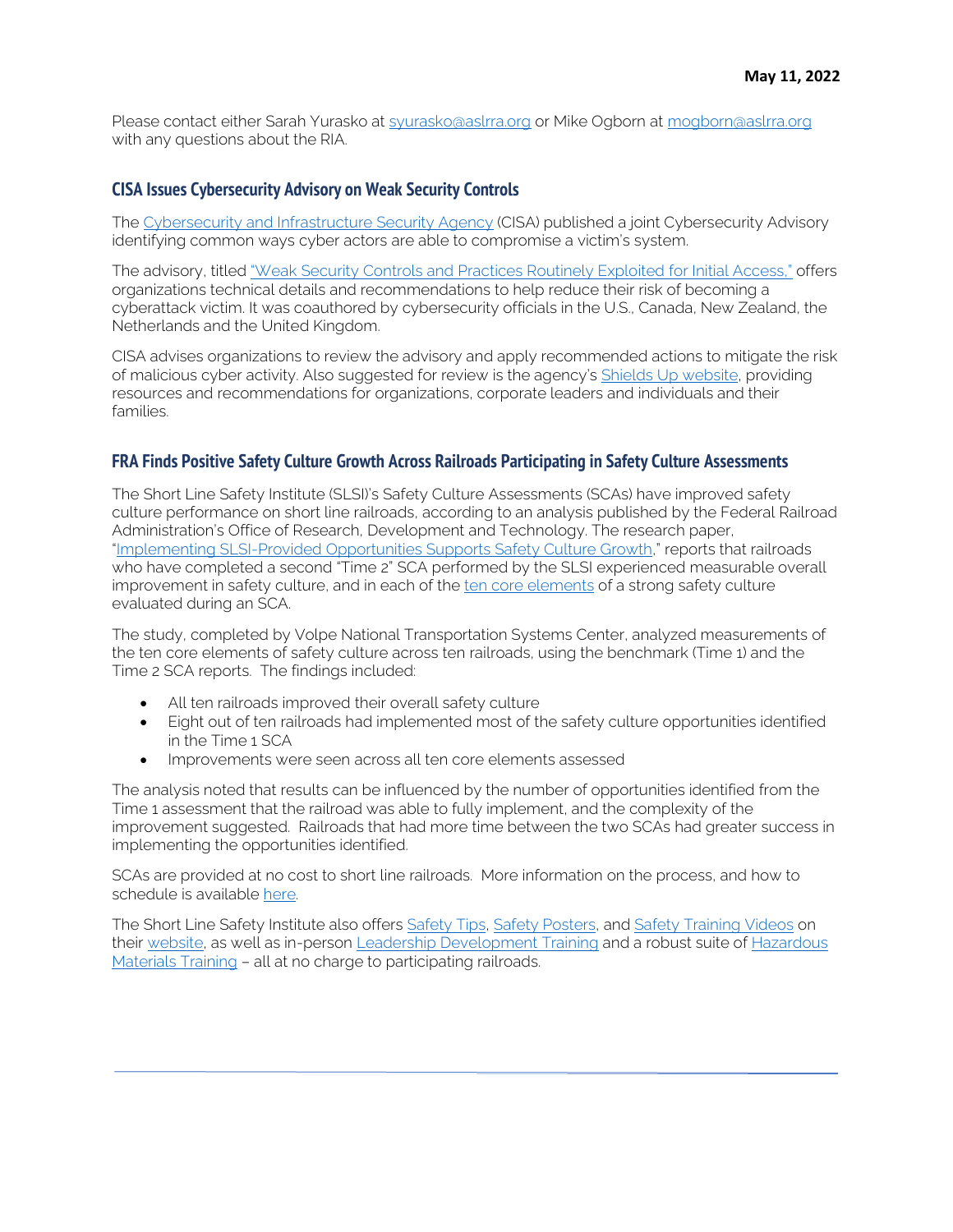Please contact either Sarah Yurasko at syurasko@aslrra.org or Mike Ogborn at mogborn@aslrra.org with any questions about the RIA.

## CISA Issues Cybersecurity Advisory on Weak Security Controls

The Cybersecurity and Infrastructure Security Agency (CISA) published a joint Cybersecurity Advisory identifying common ways cyber actors are able to compromise a victim's system.

The advisory, titled "Weak Security Controls and Practices Routinely Exploited for Initial Access," offers organizations technical details and recommendations to help reduce their risk of becoming a cyberattack victim. It was coauthored by cybersecurity officials in the U.S., Canada, New Zealand, the Netherlands and the United Kingdom.

CISA advises organizations to review the advisory and apply recommended actions to mitigate the risk of malicious cyber activity. Also suggested for review is the agency's Shields Up website, providing resources and recommendations for organizations, corporate leaders and individuals and their families.

## FRA Finds Positive Safety Culture Growth Across Railroads Participating in Safety Culture Assessments

The Short Line Safety Institute (SLSI)'s Safety Culture Assessments (SCAs) have improved safety culture performance on short line railroads, according to an analysis published by the Federal Railroad Administration's Office of Research, Development and Technology. The research paper, "Implementing SLSI-Provided Opportunities Supports Safety Culture Growth," reports that railroads who have completed a second "Time 2" SCA performed by the SLSI experienced measurable overall improvement in safety culture, and in each of the ten core elements of a strong safety culture evaluated during an SCA.

The study, completed by Volpe National Transportation Systems Center, analyzed measurements of the ten core elements of safety culture across ten railroads, using the benchmark (Time 1) and the Time 2 SCA reports. The findings included:

- All ten railroads improved their overall safety culture
- Eight out of ten railroads had implemented most of the safety culture opportunities identified in the Time 1 SCA
- Improvements were seen across all ten core elements assessed

The analysis noted that results can be influenced by the number of opportunities identified from the Time 1 assessment that the railroad was able to fully implement, and the complexity of the improvement suggested. Railroads that had more time between the two SCAs had greater success in implementing the opportunities identified.

SCAs are provided at no cost to short line railroads. More information on the process, and how to schedule is available here.

The Short Line Safety Institute also offers Safety Tips, Safety Posters, and Safety Training Videos on their website, as well as in-person Leadership Development Training and a robust suite of Hazardous Materials Training – all at no charge to participating railroads.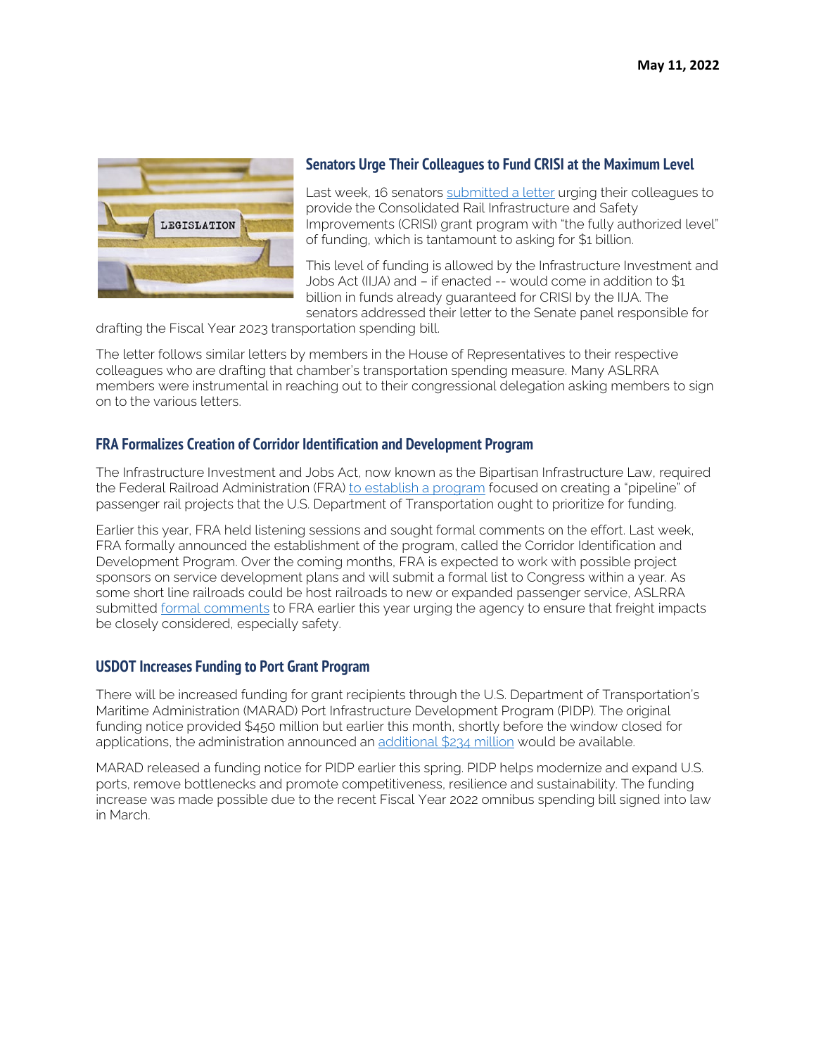May 11, 2022

## Senators Urge Their Colleagues to Fund CRISI at the Maximum Level

Last week, 16 senators submitted a letter urging their colleagues to provide the Consolidated Rail Infrastructure and Safety Improvements (CRISI) grant program with "the fully authorized level" of funding, which is tantamount to asking for $1 billion.

This level of funding is allowed by the Infrastructure Investment and Jobs Act (IIJA) and – if enacted -- would come in addition to $1 billion in funds already guaranteed for CRISI by the IIJA. The senators addressed their letter to the Senate panel responsible for drafting the Fiscal Year 2023 transportation spending bill.

The letter follows similar letters by members in the House of Representatives to their respective colleagues who are drafting that chamber's transportation spending measure. Many ASLRRA members were instrumental in reaching out to their congressional delegation asking members to sign on to the various letters.

## FRA Formalizes Creation of Corridor Identification and Development Program

The Infrastructure Investment and Jobs Act, now known as the Bipartisan Infrastructure Law, required the Federal Railroad Administration (FRA) to establish a program focused on creating a "pipeline" of passenger rail projects that the U.S. Department of Transportation ought to prioritize for funding.

Earlier this year, FRA held listening sessions and sought formal comments on the effort. Last week, FRA formally announced the establishment of the program, called the Corridor Identification and Development Program. Over the coming months, FRA is expected to work with possible project sponsors on service development plans and will submit a formal list to Congress within a year. As some short line railroads could be host railroads to new or expanded passenger service, ASLRRA submitted formal comments to FRA earlier this year urging the agency to ensure that freight impacts be closely considered, especially safety.

## USDOT Increases Funding to Port Grant Program

There will be increased funding for grant recipients through the U.S. Department of Transportation's Maritime Administration (MARAD) Port Infrastructure Development Program (PIDP). The original funding notice provided $450 million but earlier this month, shortly before the window closed for applications, the administration announced an additional $234 million would be available.

MARAD released a funding notice for PIDP earlier this spring. PIDP helps modernize and expand U.S. ports, remove bottlenecks and promote competitiveness, resilience and sustainability. The funding increase was made possible due to the recent Fiscal Year 2022 omnibus spending bill signed into law in March.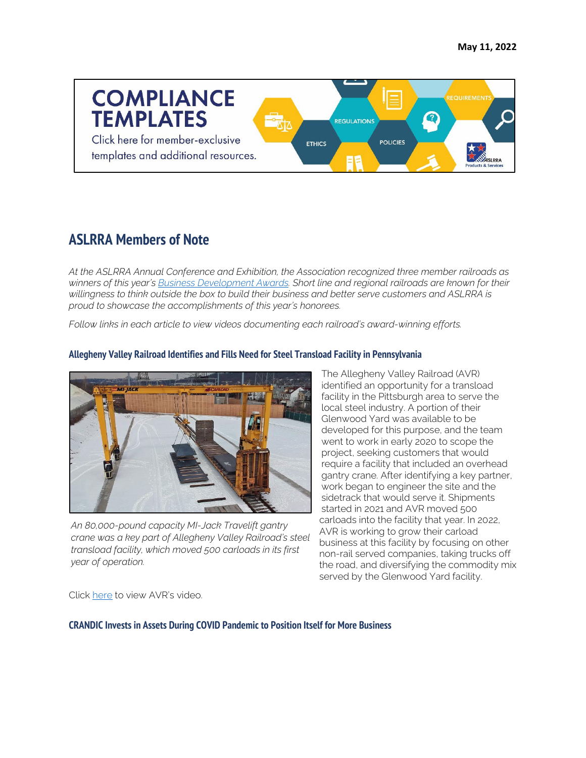May 11, 2022

**COMPLIANCE TEMPLATES**

Click here for member-exclusive templates and additional resources.

## ASLRRA Members of Note

*At the ASLRRA Annual Conference and Exhibition, the Association recognized three member railroads as winners of this year's Business Development Awards. Short line and regional railroads are known for their willingness to think outside the box to build their business and better serve customers and ASLRRA is proud to showcase the accomplishments of this year's honorees.*

*Follow links in each article to view videos documenting each railroad's award-winning efforts.*

### Allegheny Valley Railroad Identifies and Fills Need for Steel Transload Facility in Pennsylvania

*An 80,000-pound capacity MI-Jack Travelift gantry crane was a key part of Allegheny Valley Railroad's steel transload facility, which moved 500 carloads in its first year of operation.*

The Allegheny Valley Railroad (AVR) identified an opportunity for a transload facility in the Pittsburgh area to serve the local steel industry. A portion of their Glenwood Yard was available to be developed for this purpose, and the team went to work in early 2020 to scope the project, seeking customers that would require a facility that included an overhead gantry crane. After identifying a key partner, work began to engineer the site and the sidetrack that would serve it. Shipments started in 2021 and AVR moved 500 carloads into the facility that year. In 2022, AVR is working to grow their carload business at this facility by focusing on other non-rail served companies, taking trucks off the road, and diversifying the commodity mix served by the Glenwood Yard facility.

Click here to view AVR's video.

### CRANDIC Invests in Assets During COVID Pandemic to Position Itself for More Business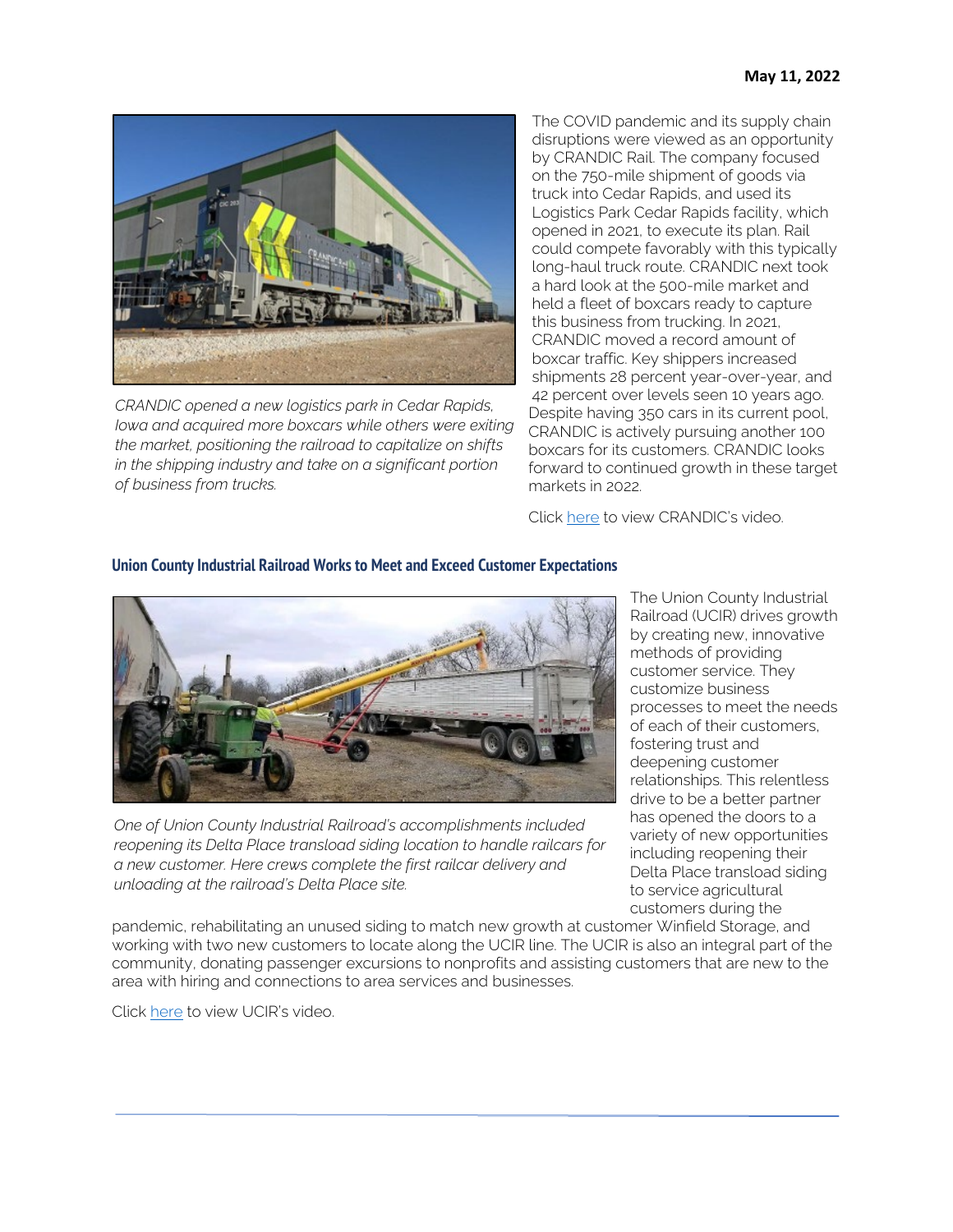**May 11, 2022**

*CRANDIC opened a new logistics park in Cedar Rapids, Iowa and acquired more boxcars while others were exiting the market, positioning the railroad to capitalize on shifts in the shipping industry and take on a significant portion of business from trucks.*

The COVID pandemic and its supply chain disruptions were viewed as an opportunity by CRANDIC Rail. The company focused on the 750-mile shipment of goods via truck into Cedar Rapids, and used its Logistics Park Cedar Rapids facility, which opened in 2021, to execute its plan. Rail could compete favorably with this typically long-haul truck route. CRANDIC next took a hard look at the 500-mile market and held a fleet of boxcars ready to capture this business from trucking. In 2021, CRANDIC moved a record amount of boxcar traffic. Key shippers increased shipments 28 percent year-over-year, and 42 percent over levels seen 10 years ago. Despite having 350 cars in its current pool, CRANDIC is actively pursuing another 100 boxcars for its customers. CRANDIC looks forward to continued growth in these target markets in 2022.

Click [here]() to view CRANDIC's video.

### Union County Industrial Railroad Works to Meet and Exceed Customer Expectations

*One of Union County Industrial Railroad's accomplishments included reopening its Delta Place transload siding location to handle railcars for a new customer. Here crews complete the first railcar delivery and unloading at the railroad's Delta Place site.*

The Union County Industrial Railroad (UCIR) drives growth by creating new, innovative methods of providing customer service. They customize business processes to meet the needs of each of their customers, fostering trust and deepening customer relationships. This relentless drive to be a better partner has opened the doors to a variety of new opportunities including reopening their Delta Place transload siding to service agricultural customers during the pandemic, rehabilitating an unused siding to match new growth at customer Winfield Storage, and working with two new customers to locate along the UCIR line. The UCIR is also an integral part of the community, donating passenger excursions to nonprofits and assisting customers that are new to the area with hiring and connections to area services and businesses.

Click [here]() to view UCIR's video.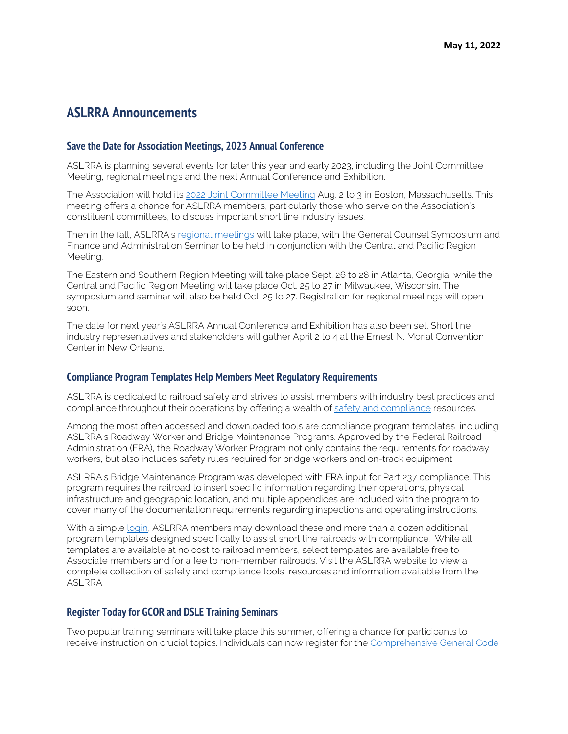May 11, 2022

# ASLRRA Announcements

## Save the Date for Association Meetings, 2023 Annual Conference

ASLRRA is planning several events for later this year and early 2023, including the Joint Committee Meeting, regional meetings and the next Annual Conference and Exhibition.

The Association will hold its 2022 Joint Committee Meeting Aug. 2 to 3 in Boston, Massachusetts. This meeting offers a chance for ASLRRA members, particularly those who serve on the Association's constituent committees, to discuss important short line industry issues.

Then in the fall, ASLRRA's regional meetings will take place, with the General Counsel Symposium and Finance and Administration Seminar to be held in conjunction with the Central and Pacific Region Meeting.

The Eastern and Southern Region Meeting will take place Sept. 26 to 28 in Atlanta, Georgia, while the Central and Pacific Region Meeting will take place Oct. 25 to 27 in Milwaukee, Wisconsin. The symposium and seminar will also be held Oct. 25 to 27. Registration for regional meetings will open soon.

The date for next year's ASLRRA Annual Conference and Exhibition has also been set. Short line industry representatives and stakeholders will gather April 2 to 4 at the Ernest N. Morial Convention Center in New Orleans.

## Compliance Program Templates Help Members Meet Regulatory Requirements

ASLRRA is dedicated to railroad safety and strives to assist members with industry best practices and compliance throughout their operations by offering a wealth of safety and compliance resources.

Among the most often accessed and downloaded tools are compliance program templates, including ASLRRA's Roadway Worker and Bridge Maintenance Programs. Approved by the Federal Railroad Administration (FRA), the Roadway Worker Program not only contains the requirements for roadway workers, but also includes safety rules required for bridge workers and on-track equipment.

ASLRRA's Bridge Maintenance Program was developed with FRA input for Part 237 compliance. This program requires the railroad to insert specific information regarding their operations, physical infrastructure and geographic location, and multiple appendices are included with the program to cover many of the documentation requirements regarding inspections and operating instructions.

With a simple login, ASLRRA members may download these and more than a dozen additional program templates designed specifically to assist short line railroads with compliance. While all templates are available at no cost to railroad members, select templates are available free to Associate members and for a fee to non-member railroads. Visit the ASLRRA website to view a complete collection of safety and compliance tools, resources and information available from the ASLRRA.

## Register Today for GCOR and DSLE Training Seminars

Two popular training seminars will take place this summer, offering a chance for participants to receive instruction on crucial topics. Individuals can now register for the Comprehensive General Code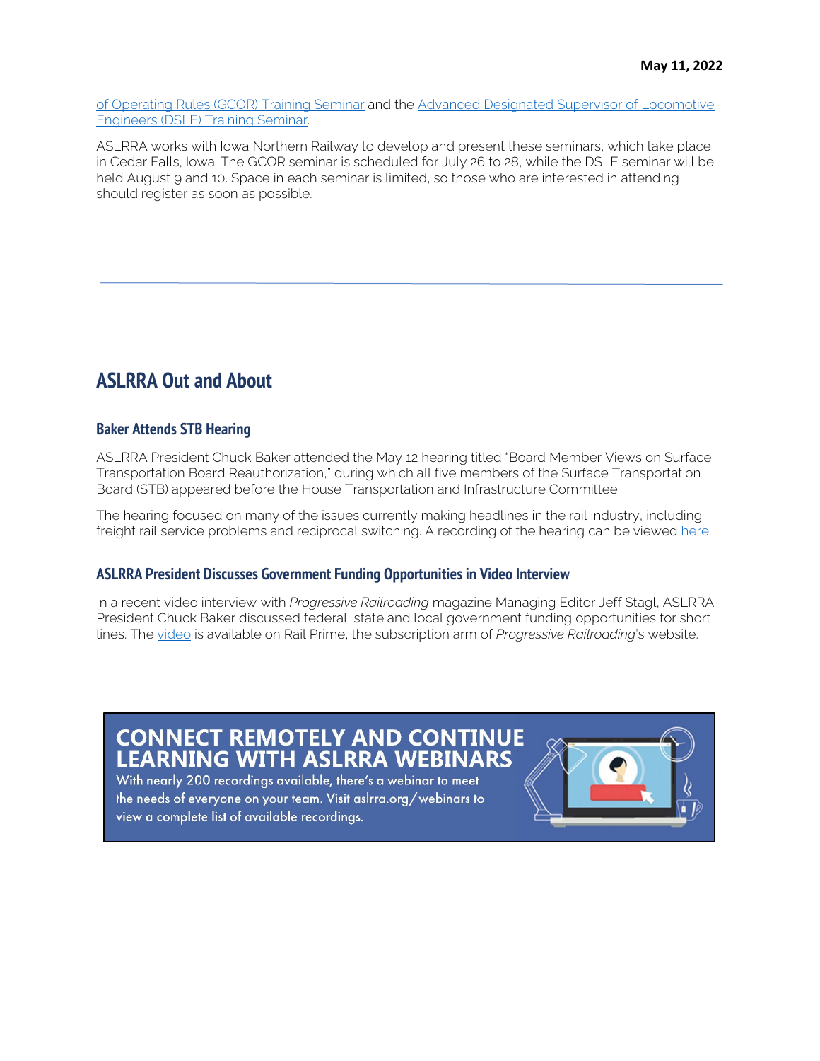of Operating Rules (GCOR) Training Seminar and the Advanced Designated Supervisor of Locomotive Engineers (DSLE) Training Seminar.

ASLRRA works with Iowa Northern Railway to develop and present these seminars, which take place in Cedar Falls, Iowa. The GCOR seminar is scheduled for July 26 to 28, while the DSLE seminar will be held August 9 and 10. Space in each seminar is limited, so those who are interested in attending should register as soon as possible.

---

## ASLRRA Out and About

### Baker Attends STB Hearing

ASLRRA President Chuck Baker attended the May 12 hearing titled "Board Member Views on Surface Transportation Board Reauthorization," during which all five members of the Surface Transportation Board (STB) appeared before the House Transportation and Infrastructure Committee.

The hearing focused on many of the issues currently making headlines in the rail industry, including freight rail service problems and reciprocal switching. A recording of the hearing can be viewed here.

### ASLRRA President Discusses Government Funding Opportunities in Video Interview

In a recent video interview with *Progressive Railroading* magazine Managing Editor Jeff Stagl, ASLRRA President Chuck Baker discussed federal, state and local government funding opportunities for short lines. The video is available on Rail Prime, the subscription arm of *Progressive Railroading*'s website.

**CONNECT REMOTELY AND CONTINUE LEARNING WITH ASLRRA WEBINARS**

With nearly 200 recordings available, there's a webinar to meet the needs of everyone on your team. Visit aslrra.org/webinars to view a complete list of available recordings.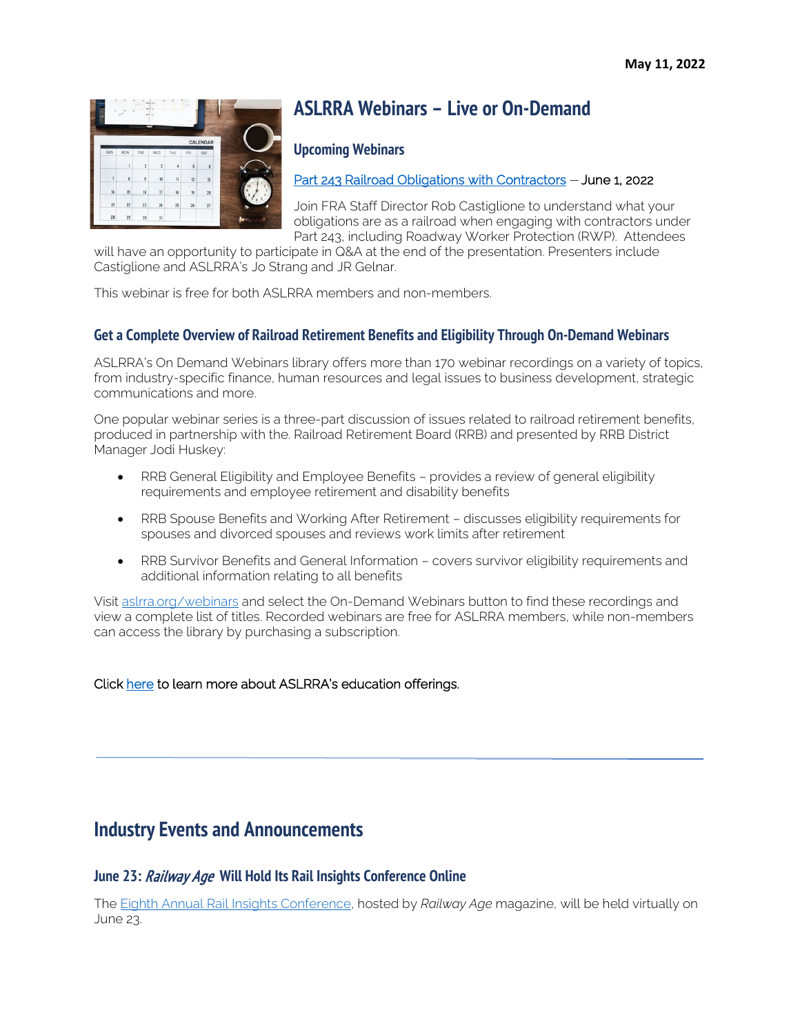May 11, 2022

## ASLRRA Webinars – Live or On-Demand

### Upcoming Webinars

Part 243 Railroad Obligations with Contractors – June 1, 2022

Join FRA Staff Director Rob Castiglione to understand what your obligations are as a railroad when engaging with contractors under Part 243, including Roadway Worker Protection (RWP). Attendees will have an opportunity to participate in Q&A at the end of the presentation. Presenters include Castiglione and ASLRRA's Jo Strang and JR Gelnar.

This webinar is free for both ASLRRA members and non-members.

### Get a Complete Overview of Railroad Retirement Benefits and Eligibility Through On-Demand Webinars

ASLRRA's On Demand Webinars library offers more than 170 webinar recordings on a variety of topics, from industry-specific finance, human resources and legal issues to business development, strategic communications and more.

One popular webinar series is a three-part discussion of issues related to railroad retirement benefits, produced in partnership with the. Railroad Retirement Board (RRB) and presented by RRB District Manager Jodi Huskey:

- RRB General Eligibility and Employee Benefits – provides a review of general eligibility requirements and employee retirement and disability benefits
- RRB Spouse Benefits and Working After Retirement – discusses eligibility requirements for spouses and divorced spouses and reviews work limits after retirement
- RRB Survivor Benefits and General Information – covers survivor eligibility requirements and additional information relating to all benefits

Visit aslrra.org/webinars and select the On-Demand Webinars button to find these recordings and view a complete list of titles. Recorded webinars are free for ASLRRA members, while non-members can access the library by purchasing a subscription.

Click here to learn more about ASLRRA's education offerings.

---

## Industry Events and Announcements

### June 23: *Railway Age* Will Hold Its Rail Insights Conference Online

The Eighth Annual Rail Insights Conference, hosted by *Railway Age* magazine, will be held virtually on June 23.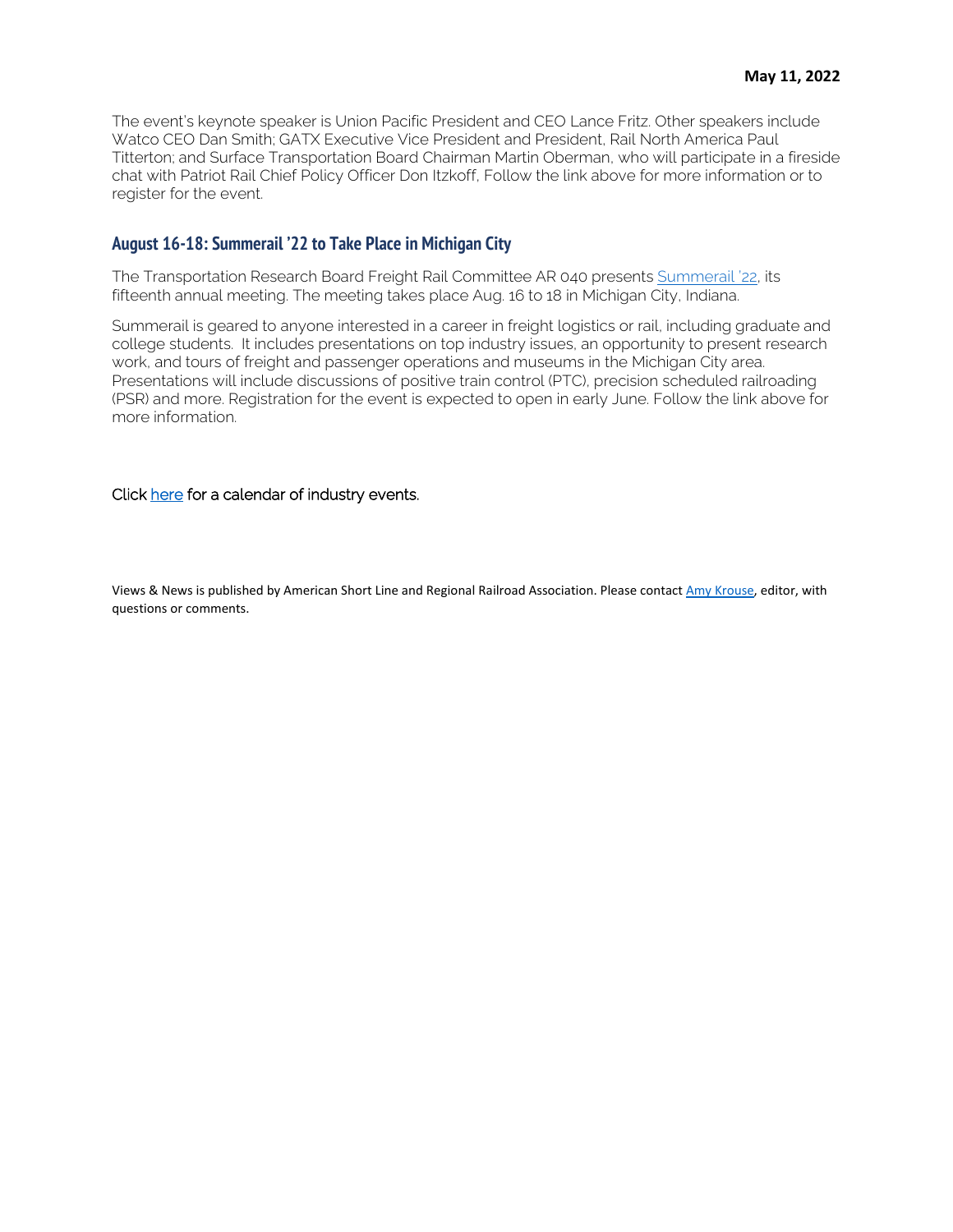The event's keynote speaker is Union Pacific President and CEO Lance Fritz. Other speakers include Watco CEO Dan Smith; GATX Executive Vice President and President, Rail North America Paul Titterton; and Surface Transportation Board Chairman Martin Oberman, who will participate in a fireside chat with Patriot Rail Chief Policy Officer Don Itzkoff, Follow the link above for more information or to register for the event.

## August 16-18: Summerail '22 to Take Place in Michigan City

The Transportation Research Board Freight Rail Committee AR 040 presents Summerail '22, its fifteenth annual meeting. The meeting takes place Aug. 16 to 18 in Michigan City, Indiana.

Summerail is geared to anyone interested in a career in freight logistics or rail, including graduate and college students. It includes presentations on top industry issues, an opportunity to present research work, and tours of freight and passenger operations and museums in the Michigan City area. Presentations will include discussions of positive train control (PTC), precision scheduled railroading (PSR) and more. Registration for the event is expected to open in early June. Follow the link above for more information.

Click here for a calendar of industry events.

Views & News is published by American Short Line and Regional Railroad Association. Please contact Amy Krouse, editor, with questions or comments.